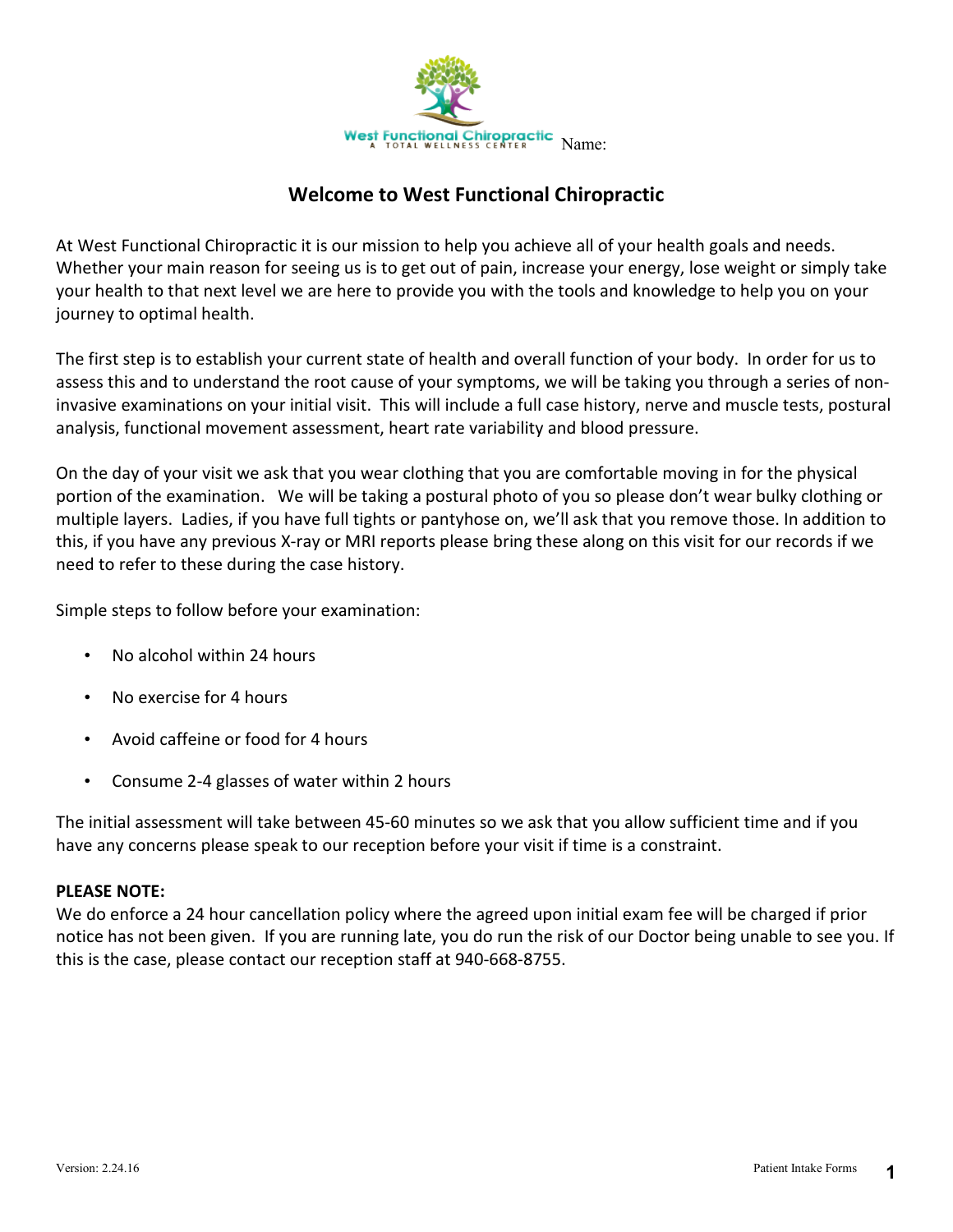West Functional Chiropractic
A TOTAL WELLNESS CENTER

Name:

# Welcome to West Functional Chiropractic

At West Functional Chiropractic it is our mission to help you achieve all of your health goals and needs. Whether your main reason for seeing us is to get out of pain, increase your energy, lose weight or simply take your health to that next level we are here to provide you with the tools and knowledge to help you on your journey to optimal health.

The first step is to establish your current state of health and overall function of your body. In order for us to assess this and to understand the root cause of your symptoms, we will be taking you through a series of non-invasive examinations on your initial visit. This will include a full case history, nerve and muscle tests, postural analysis, functional movement assessment, heart rate variability and blood pressure.

On the day of your visit we ask that you wear clothing that you are comfortable moving in for the physical portion of the examination. We will be taking a postural photo of you so please don't wear bulky clothing or multiple layers. Ladies, if you have full tights or pantyhose on, we'll ask that you remove those. In addition to this, if you have any previous X-ray or MRI reports please bring these along on this visit for our records if we need to refer to these during the case history.

Simple steps to follow before your examination:

- No alcohol within 24 hours
- No exercise for 4 hours
- Avoid caffeine or food for 4 hours
- Consume 2-4 glasses of water within 2 hours

The initial assessment will take between 45-60 minutes so we ask that you allow sufficient time and if you have any concerns please speak to our reception before your visit if time is a constraint.

**PLEASE NOTE:**
We do enforce a 24 hour cancellation policy where the agreed upon initial exam fee will be charged if prior notice has not been given. If you are running late, you do run the risk of our Doctor being unable to see you. If this is the case, please contact our reception staff at 940-668-8755.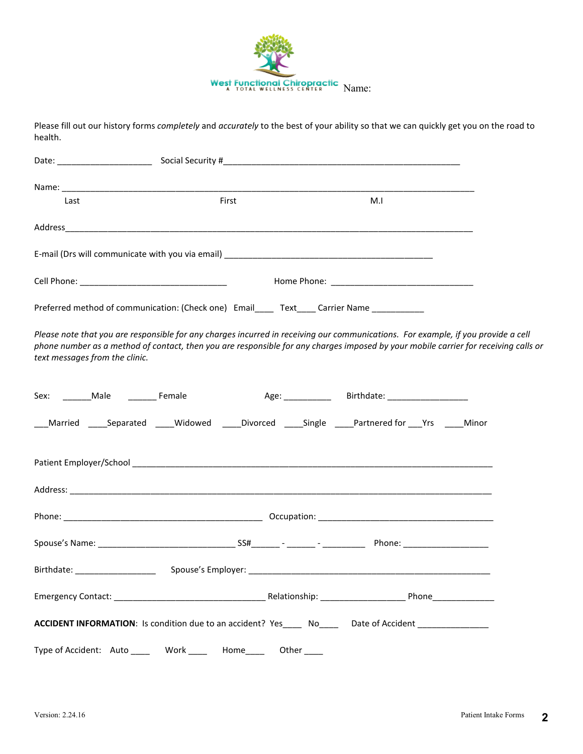West Functional Chiropractic
A TOTAL WELLNESS CENTER

Name:

Please fill out our history forms *completely* and *accurately* to the best of your ability so that we can quickly get you on the road to health.

Date: ____________________ Social Security #__________________________________________________

Name: ______________________________________________________________________________________
Last First M.I

Address_____________________________________________________________________________________

E-mail (Drs will communicate with you via email) _____________________________________________

Cell Phone: ________________________________ Home Phone: ______________________________

Preferred method of communication: (Check one) Email____ Text____ Carrier Name ___________

*Please note that you are responsible for any charges incurred in receiving our communications. For example, if you provide a cell phone number as a method of contact, then you are responsible for any charges imposed by your mobile carrier for receiving calls or text messages from the clinic.*

Sex: ______Male ______ Female Age: __________ Birthdate: _________________

___Married ____Separated ____Widowed ____Divorced ____Single ____Partnered for ___Yrs ____Minor

Patient Employer/School _____________________________________________________________________

Address: ____________________________________________________________________________________

Phone: ___________________________________________ Occupation: ______________________________________

Spouse's Name: _____________________________ SS#______ - ______ - _________ Phone: __________________

Birthdate: _________________ Spouse's Employer: ____________________________________________________

Emergency Contact: ________________________________ Relationship: __________________ Phone_____________

**ACCIDENT INFORMATION**: Is condition due to an accident? Yes____ No____ Date of Accident _______________

Type of Accident: Auto ____ Work ____ Home____ Other ____

Version: 2.24.16

Patient Intake Forms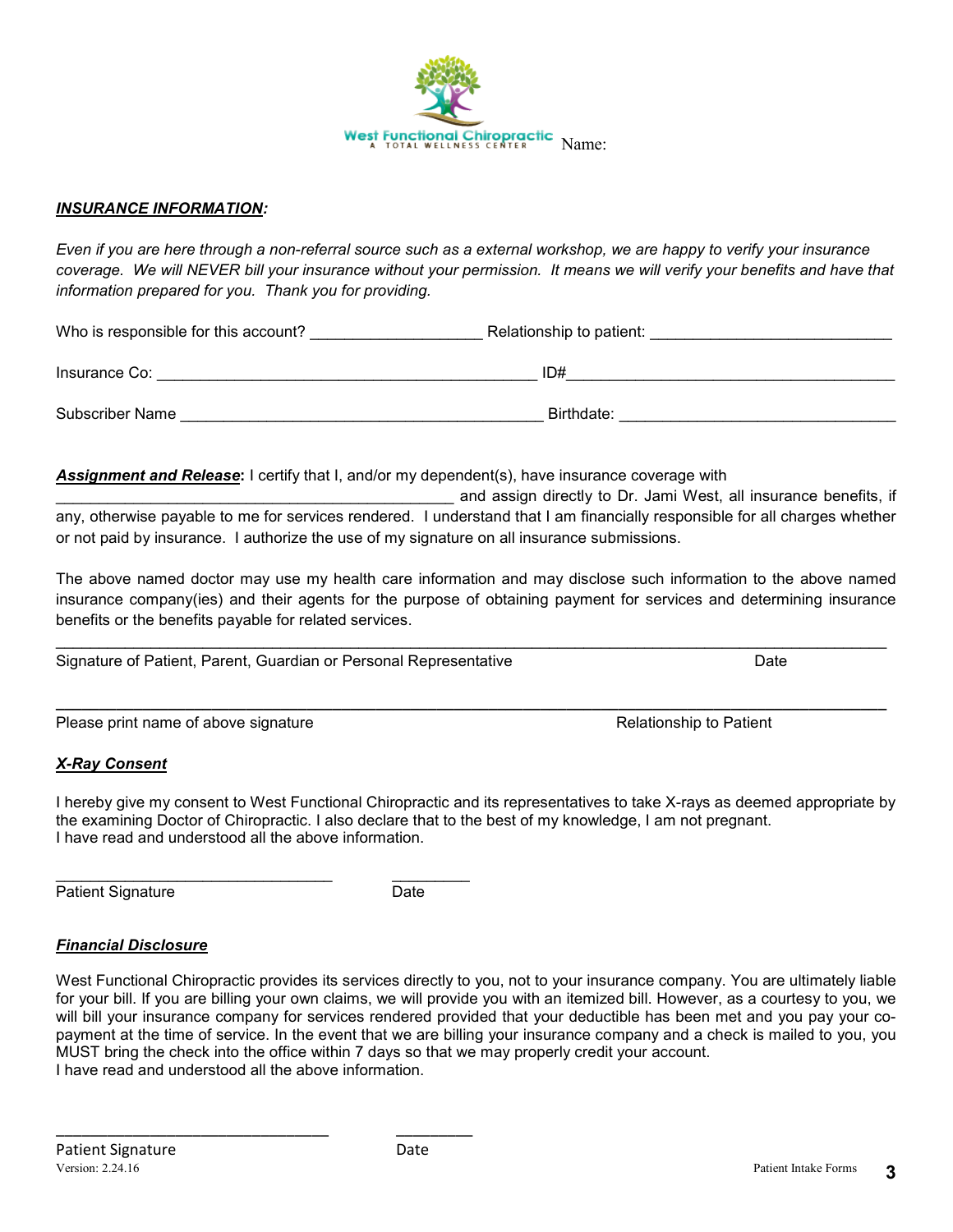West Functional Chiropractic
A TOTAL WELLNESS CENTER

Name:

***INSURANCE INFORMATION:***

*Even if you are here through a non-referral source such as a external workshop, we are happy to verify your insurance coverage. We will NEVER bill your insurance without your permission. It means we will verify your benefits and have that information prepared for you. Thank you for providing.*

Who is responsible for this account? ____________________ Relationship to patient: ____________________________

Insurance Co: ______________________________________________ ID#_______________________________________

Subscriber Name ____________________________________________ Birthdate: ________________________________

***Assignment and Release*:** I certify that I, and/or my dependent(s), have insurance coverage with ________________________________________________ and assign directly to Dr. Jami West, all insurance benefits, if any, otherwise payable to me for services rendered. I understand that I am financially responsible for all charges whether or not paid by insurance. I authorize the use of my signature on all insurance submissions.

The above named doctor may use my health care information and may disclose such information to the above named insurance company(ies) and their agents for the purpose of obtaining payment for services and determining insurance benefits or the benefits payable for related services.

_____________________________________________________________________________________________________

Signature of Patient, Parent, Guardian or Personal Representative                                                    Date

_____________________________________________________________________________________________________

Please print name of above signature                                                    Relationship to Patient

***X-Ray Consent***

I hereby give my consent to West Functional Chiropractic and its representatives to take X-rays as deemed appropriate by the examining Doctor of Chiropractic. I also declare that to the best of my knowledge, I am not pregnant.
I have read and understood all the above information.

_________________________________          _________

Patient Signature                                    Date

***Financial Disclosure***

West Functional Chiropractic provides its services directly to you, not to your insurance company. You are ultimately liable for your bill. If you are billing your own claims, we will provide you with an itemized bill. However, as a courtesy to you, we will bill your insurance company for services rendered provided that your deductible has been met and you pay your co-payment at the time of service. In the event that we are billing your insurance company and a check is mailed to you, you MUST bring the check into the office within 7 days so that we may properly credit your account.
I have read and understood all the above information.

_________________________________          _________

Patient Signature                                    Date

Version: 2.24.16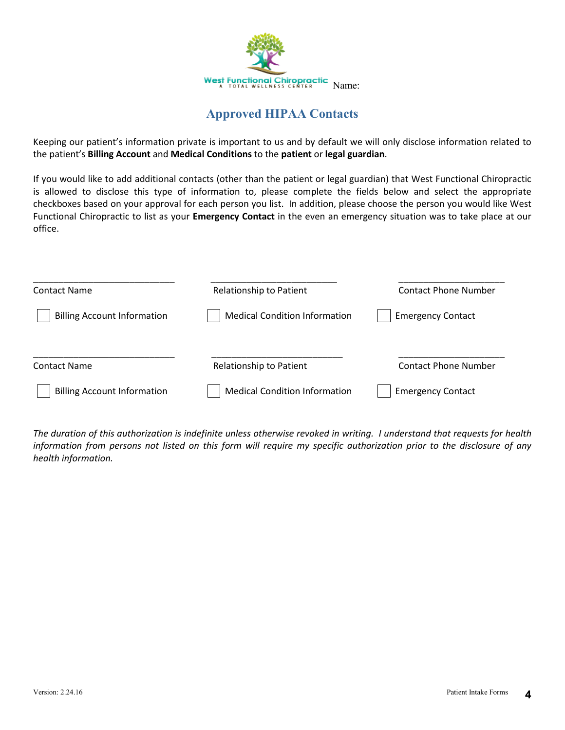West Functional Chiropractic
A TOTAL WELLNESS CENTER

Name:

## Approved HIPAA Contacts

Keeping our patient's information private is important to us and by default we will only disclose information related to the patient's **Billing Account** and **Medical Conditions** to the **patient** or **legal guardian**.

If you would like to add additional contacts (other than the patient or legal guardian) that West Functional Chiropractic is allowed to disclose this type of information to, please complete the fields below and select the appropriate checkboxes based on your approval for each person you list. In addition, please choose the person you would like West Functional Chiropractic to list as your **Emergency Contact** in the even an emergency situation was to take place at our office.

| ____________________________ | ____________________________ | ____________________________ |
|---|---|---|
| Contact Name | Relationship to Patient | Contact Phone Number |
| ☐ Billing Account Information | ☐ Medical Condition Information | ☐ Emergency Contact |

| ____________________________ | ____________________________ | ____________________________ |
|---|---|---|
| Contact Name | Relationship to Patient | Contact Phone Number |
| ☐ Billing Account Information | ☐ Medical Condition Information | ☐ Emergency Contact |

*The duration of this authorization is indefinite unless otherwise revoked in writing. I understand that requests for health information from persons not listed on this form will require my specific authorization prior to the disclosure of any health information.*

Version: 2.24.16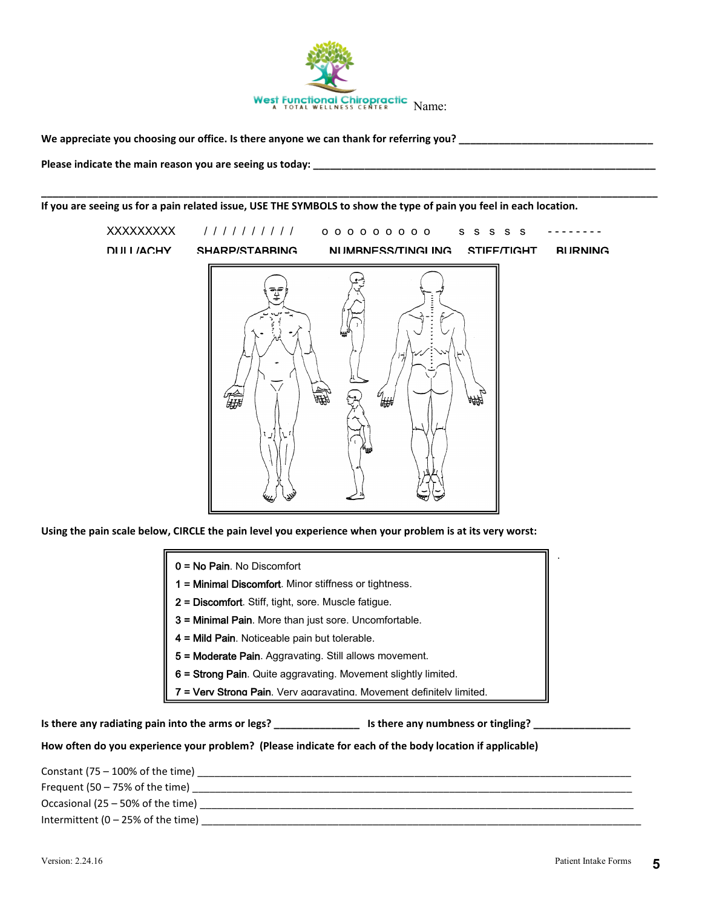West Functional Chiropractic
A TOTAL WELLNESS CENTER

Name:

**We appreciate you choosing our office. Is there anyone we can thank for referring you? \_\_\_\_\_\_\_\_\_\_\_\_\_\_\_\_\_\_\_\_\_\_\_\_\_\_\_\_\_\_\_\_\_\_\_**

**Please indicate the main reason you are seeing us today: \_\_\_\_\_\_\_\_\_\_\_\_\_\_\_\_\_\_\_\_\_\_\_\_\_\_\_\_\_\_\_\_\_\_\_\_\_\_\_\_\_\_\_\_\_\_\_\_\_\_\_\_\_\_\_\_\_\_\_\_\_\_**

**\_\_\_\_\_\_\_\_\_\_\_\_\_\_\_\_\_\_\_\_\_\_\_\_\_\_\_\_\_\_\_\_\_\_\_\_\_\_\_\_\_\_\_\_\_\_\_\_\_\_\_\_\_\_\_\_\_\_\_\_\_\_\_\_\_\_\_\_\_\_\_\_\_\_\_\_\_\_\_\_\_\_\_\_\_\_\_\_\_\_\_\_\_\_\_\_\_\_\_\_\_\_\_\_\_\_**

**If you are seeing us for a pain related issue, USE THE SYMBOLS to show the type of pain you feel in each location.**

| XXXXXXXXX | / / / / / / / / / / | o o o o o o o o o | s s s s s | - - - - - - - - |
|---|---|---|---|---|
| DULL/ACHY | SHARP/STABBING | NUMBNESS/TINGLING | STIFF/TIGHT | BURNING |

**Using the pain scale below, CIRCLE the pain level you experience when your problem is at its very worst:**

0 = No Pain. No Discomfort
1 = Minimal Discomfort. Minor stiffness or tightness.
2 = Discomfort. Stiff, tight, sore. Muscle fatigue.
3 = Minimal Pain. More than just sore. Uncomfortable.
4 = Mild Pain. Noticeable pain but tolerable.
5 = Moderate Pain. Aggravating. Still allows movement.
6 = Strong Pain. Quite aggravating. Movement slightly limited.
7 = Very Strong Pain. Very aggravating. Movement definitely limited.

**Is there any radiating pain into the arms or legs? \_\_\_\_\_\_\_\_\_\_\_\_\_\_\_ Is there any numbness or tingling? \_\_\_\_\_\_\_\_\_\_\_\_\_\_\_\_\_**

**How often do you experience your problem? (Please indicate for each of the body location if applicable)**

Constant (75 – 100% of the time) \_\_\_\_\_\_\_\_\_\_\_\_\_\_\_\_\_\_\_\_\_\_\_\_\_\_\_\_\_\_\_\_\_\_\_\_\_\_\_\_\_\_\_\_\_\_\_\_\_\_\_\_\_\_\_\_\_\_\_\_\_\_\_\_\_\_\_\_\_\_\_\_\_
Frequent (50 – 75% of the time) \_\_\_\_\_\_\_\_\_\_\_\_\_\_\_\_\_\_\_\_\_\_\_\_\_\_\_\_\_\_\_\_\_\_\_\_\_\_\_\_\_\_\_\_\_\_\_\_\_\_\_\_\_\_\_\_\_\_\_\_\_\_\_\_\_\_\_\_\_\_\_\_\_\_
Occasional (25 – 50% of the time) \_\_\_\_\_\_\_\_\_\_\_\_\_\_\_\_\_\_\_\_\_\_\_\_\_\_\_\_\_\_\_\_\_\_\_\_\_\_\_\_\_\_\_\_\_\_\_\_\_\_\_\_\_\_\_\_\_\_\_\_\_\_\_\_\_\_\_\_\_\_\_\_
Intermittent (0 – 25% of the time) \_\_\_\_\_\_\_\_\_\_\_\_\_\_\_\_\_\_\_\_\_\_\_\_\_\_\_\_\_\_\_\_\_\_\_\_\_\_\_\_\_\_\_\_\_\_\_\_\_\_\_\_\_\_\_\_\_\_\_\_\_\_\_\_\_\_\_\_\_\_\_\_\_

Version: 2.24.16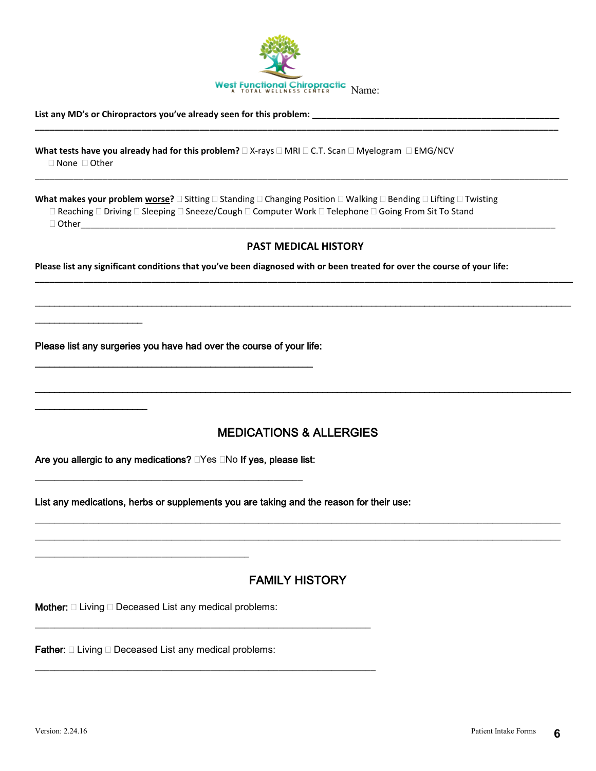West Functional Chiropractic
A TOTAL WELLNESS CENTER

Name:

**List any MD's or Chiropractors you've already seen for this problem:** ____________________________________________

______________________________________________________________________________________________

**What tests have you already had for this problem?** ☐ X-rays ☐ MRI ☐ C.T. Scan ☐ Myelogram ☐ EMG/NCV
☐ None ☐ Other

______________________________________________________________________________________________

**What makes your problem worse?** ☐ Sitting ☐ Standing ☐ Changing Position ☐ Walking ☐ Bending ☐ Lifting ☐ Twisting
☐ Reaching ☐ Driving ☐ Sleeping ☐ Sneeze/Cough ☐ Computer Work ☐ Telephone ☐ Going From Sit To Stand
☐ Other__________________________________________________________________________________

## PAST MEDICAL HISTORY

**Please list any significant conditions that you've been diagnosed with or been treated for over the course of your life:**

______________________________________________________________________________________________

______________________________________________________________________________________________

____________________

**Please list any surgeries you have had over the course of your life:**

__________________________________________________

______________________________________________________________________________________________

____________________

## MEDICATIONS & ALLERGIES

**Are you allergic to any medications?** ☐Yes ☐No **If yes, please list:**

__________________________________________________

**List any medications, herbs or supplements you are taking and the reason for their use:**

______________________________________________________________________________________________

______________________________________________________________________________________________

________________________________________

## FAMILY HISTORY

**Mother:** ☐ Living ☐ Deceased List any medical problems:

______________________________________________________________

**Father:** ☐ Living ☐ Deceased List any medical problems:

______________________________________________________________

Version: 2.24.16

Patient Intake Forms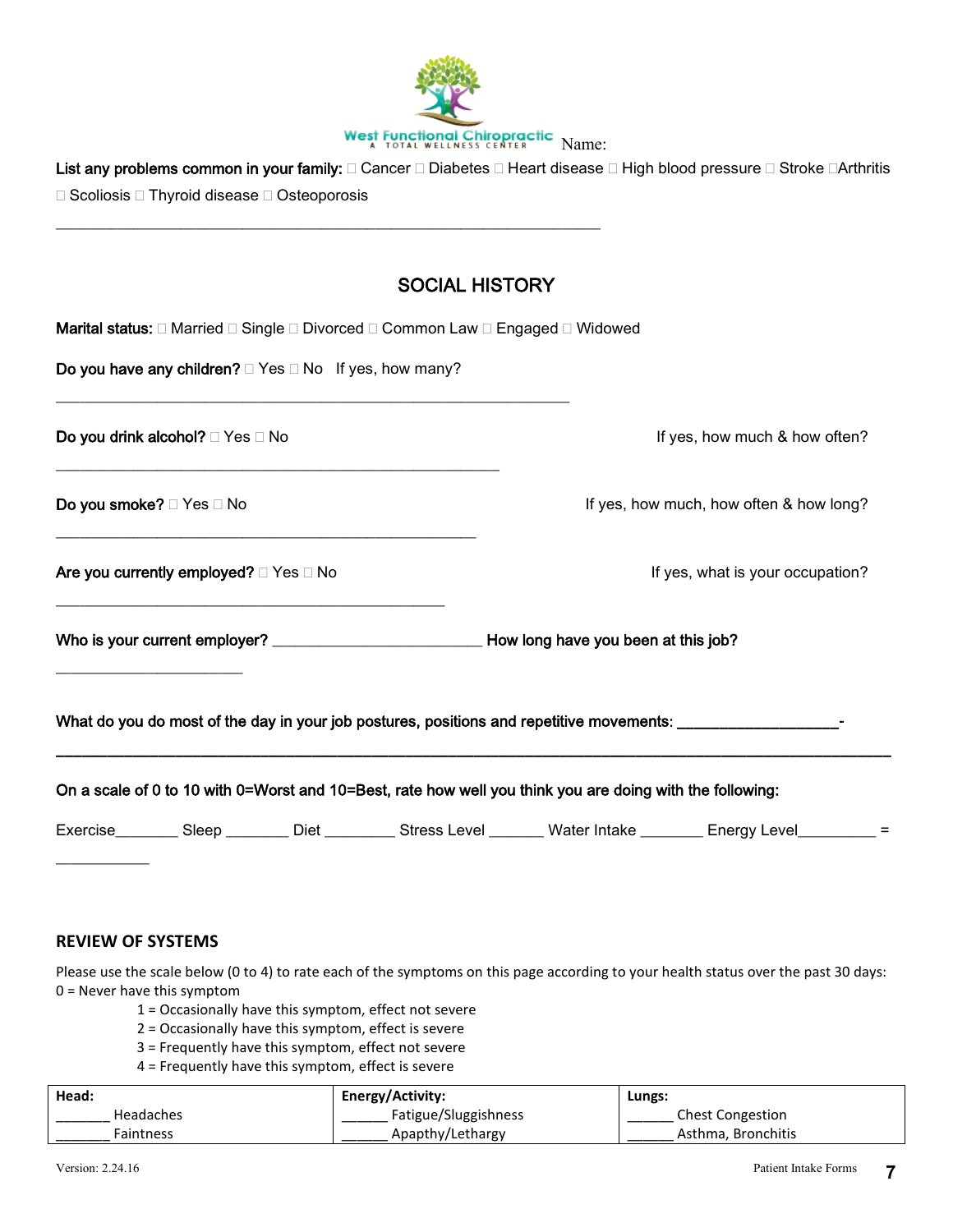West Functional Chiropractic
A TOTAL WELLNESS CENTER

Name:

**List any problems common in your family:** ☐ Cancer ☐ Diabetes ☐ Heart disease ☐ High blood pressure ☐ Stroke ☐Arthritis ☐ Scoliosis ☐ Thyroid disease ☐ Osteoporosis

_______________________________________________________________

## SOCIAL HISTORY

**Marital status:** ☐ Married ☐ Single ☐ Divorced ☐ Common Law ☐ Engaged ☐ Widowed

**Do you have any children?** ☐ Yes ☐ No If yes, how many?

___________________________________________________________

**Do you drink alcohol?** ☐ Yes ☐ No If yes, how much & how often?

____________________________________________________

**Do you smoke?** ☐ Yes ☐ No If yes, how much, how often & how long?

_________________________________________________

**Are you currently employed?** ☐ Yes ☐ No If yes, what is your occupation?

_____________________________________________

**Who is your current employer?** ________________________ **How long have you been at this job?**

_____________________

**What do you do most of the day in your job postures, positions and repetitive movements:** ___________________-

______________________________________________________________________________________________

**On a scale of 0 to 10 with 0=Worst and 10=Best, rate how well you think you are doing with the following:**

Exercise_______ Sleep _______ Diet ________ Stress Level ______ Water Intake _______ Energy Level_________ = ___________

### REVIEW OF SYSTEMS

Please use the scale below (0 to 4) to rate each of the symptoms on this page according to your health status over the past 30 days:

0 = Never have this symptom
1 = Occasionally have this symptom, effect not severe
2 = Occasionally have this symptom, effect is severe
3 = Frequently have this symptom, effect not severe
4 = Frequently have this symptom, effect is severe

| Head: | Energy/Activity: | Lungs: |
|---|---|---|
| _______ Headaches | ______ Fatigue/Sluggishness | ______ Chest Congestion |
| _______ Faintness | ______ Apapthy/Lethargy | ______ Asthma, Bronchitis |

Version: 2.24.16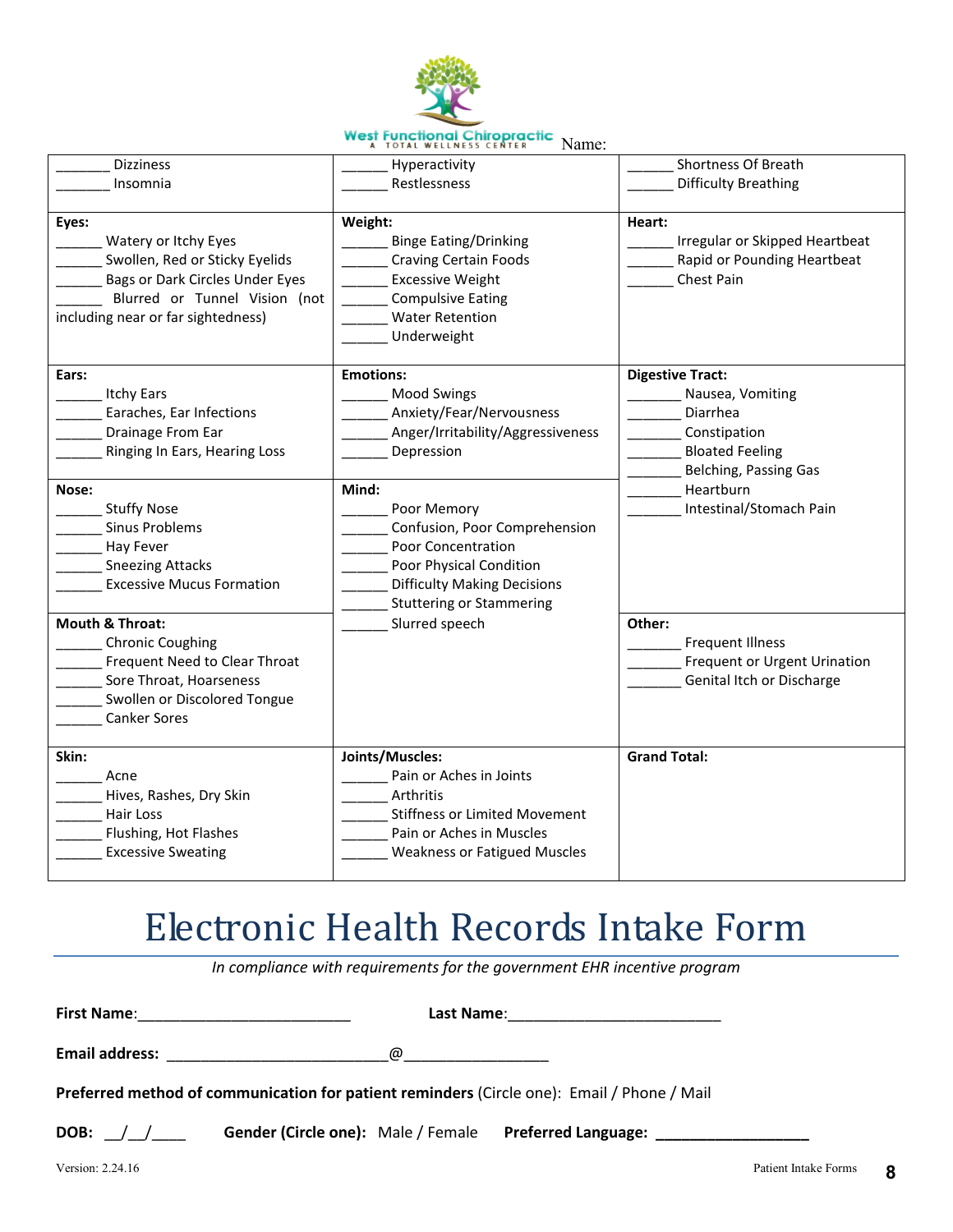West Functional Chiropractic
A TOTAL WELLNESS CENTER

Name:

| | | |
|---|---|---|
| _______ Dizziness<br>_______ Insomnia | ______ Hyperactivity<br>______ Restlessness | ______ Shortness Of Breath<br>______ Difficulty Breathing |
| **Eyes:**<br>______ Watery or Itchy Eyes<br>______ Swollen, Red or Sticky Eyelids<br>______ Bags or Dark Circles Under Eyes<br>______ Blurred or Tunnel Vision (not including near or far sightedness) | **Weight:**<br>______ Binge Eating/Drinking<br>______ Craving Certain Foods<br>______ Excessive Weight<br>______ Compulsive Eating<br>______ Water Retention<br>______ Underweight | **Heart:**<br>______ Irregular or Skipped Heartbeat<br>______ Rapid or Pounding Heartbeat<br>______ Chest Pain |
| **Ears:**<br>______ Itchy Ears<br>______ Earaches, Ear Infections<br>______ Drainage From Ear<br>______ Ringing In Ears, Hearing Loss | **Emotions:**<br>______ Mood Swings<br>______ Anxiety/Fear/Nervousness<br>______ Anger/Irritability/Aggressiveness<br>______ Depression | **Digestive Tract:**<br>_______ Nausea, Vomiting<br>_______ Diarrhea<br>_______ Constipation<br>_______ Bloated Feeling<br>_______ Belching, Passing Gas<br>_______ Heartburn<br>_______ Intestinal/Stomach Pain |
| **Nose:**<br>______ Stuffy Nose<br>______ Sinus Problems<br>______ Hay Fever<br>______ Sneezing Attacks<br>______ Excessive Mucus Formation | **Mind:**<br>______ Poor Memory<br>______ Confusion, Poor Comprehension<br>______ Poor Concentration<br>______ Poor Physical Condition<br>______ Difficulty Making Decisions<br>______ Stuttering or Stammering<br>______ Slurred speech | |
| **Mouth & Throat:**<br>______ Chronic Coughing<br>______ Frequent Need to Clear Throat<br>______ Sore Throat, Hoarseness<br>______ Swollen or Discolored Tongue<br>______ Canker Sores | | **Other:**<br>_______ Frequent Illness<br>_______ Frequent or Urgent Urination<br>_______ Genital Itch or Discharge |
| **Skin:**<br>______ Acne<br>______ Hives, Rashes, Dry Skin<br>______ Hair Loss<br>______ Flushing, Hot Flashes<br>______ Excessive Sweating | **Joints/Muscles:**<br>______ Pain or Aches in Joints<br>______ Arthritis<br>______ Stiffness or Limited Movement<br>______ Pain or Aches in Muscles<br>______ Weakness or Fatigued Muscles | **Grand Total:** |

# Electronic Health Records Intake Form

*In compliance with requirements for the government EHR incentive program*

**First Name**:_________________________ **Last Name**:_________________________

**Email address:** __________________________@_________________

**Preferred method of communication for patient reminders** (Circle one): Email / Phone / Mail

**DOB:** __/__/____ **Gender (Circle one):** Male / Female **Preferred Language:** __________________

Version: 2.24.16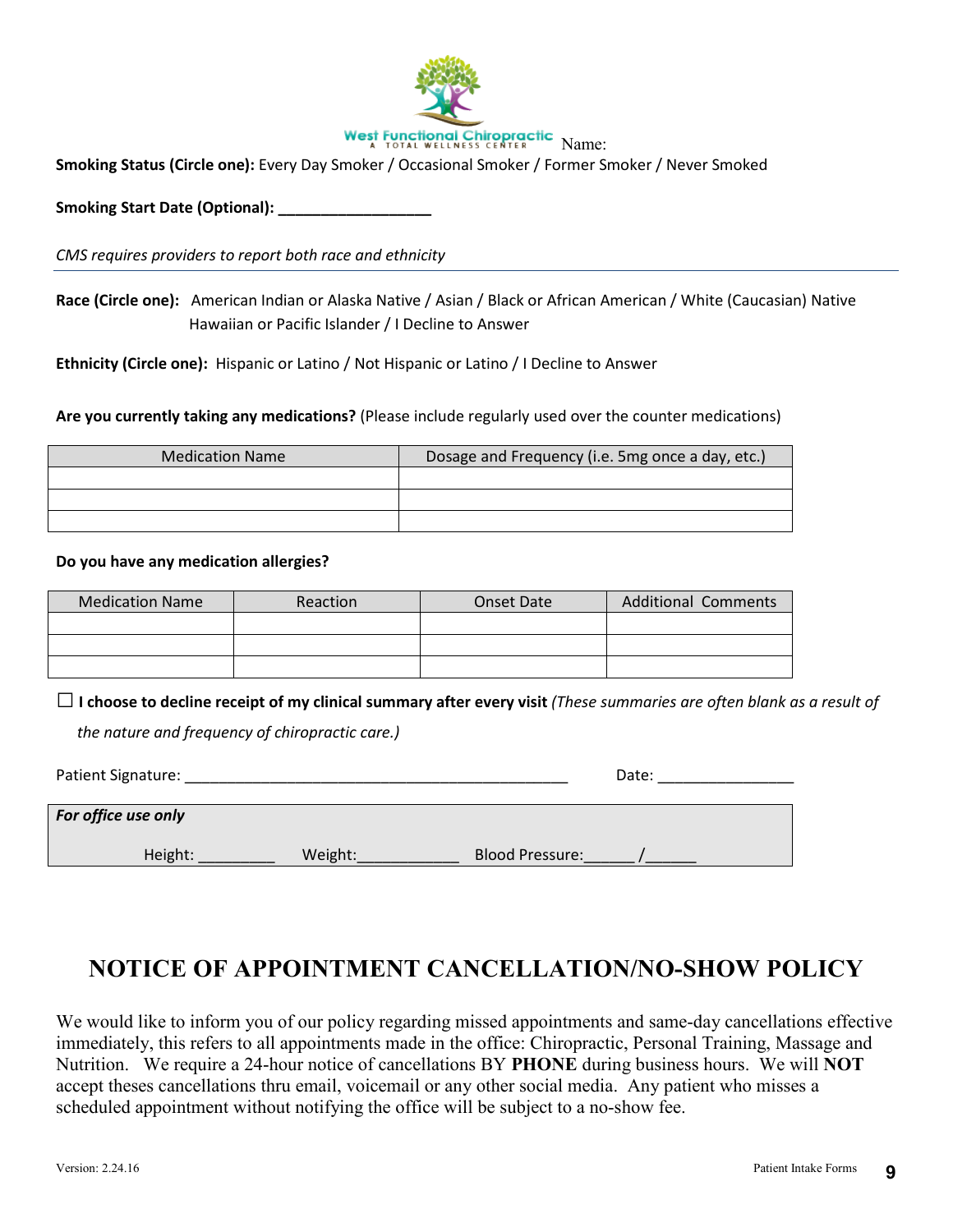West Functional Chiropractic
A TOTAL WELLNESS CENTER

Name:

**Smoking Status (Circle one):** Every Day Smoker / Occasional Smoker / Former Smoker / Never Smoked

**Smoking Start Date (Optional):** ___________________

*CMS requires providers to report both race and ethnicity*

---

**Race (Circle one):** American Indian or Alaska Native / Asian / Black or African American / White (Caucasian) Native Hawaiian or Pacific Islander / I Decline to Answer

**Ethnicity (Circle one):** Hispanic or Latino / Not Hispanic or Latino / I Decline to Answer

**Are you currently taking any medications?** (Please include regularly used over the counter medications)

| Medication Name | Dosage and Frequency (i.e. 5mg once a day, etc.) |
|---|---|
| | |
| | |
| | |

**Do you have any medication allergies?**

| Medication Name | Reaction | Onset Date | Additional Comments |
|---|---|---|---|
| | | | |
| | | | |
| | | | |

☐ **I choose to decline receipt of my clinical summary after every visit** *(These summaries are often blank as a result of the nature and frequency of chiropractic care.)*

Patient Signature: ________________________________________________ Date: ________________

| ***For office use only*** |
|---|
| Height: _________ Weight:____________ Blood Pressure:______/______ |

# NOTICE OF APPOINTMENT CANCELLATION/NO-SHOW POLICY

We would like to inform you of our policy regarding missed appointments and same-day cancellations effective immediately, this refers to all appointments made in the office: Chiropractic, Personal Training, Massage and Nutrition. We require a 24-hour notice of cancellations BY **PHONE** during business hours. We will **NOT** accept theses cancellations thru email, voicemail or any other social media. Any patient who misses a scheduled appointment without notifying the office will be subject to a no-show fee.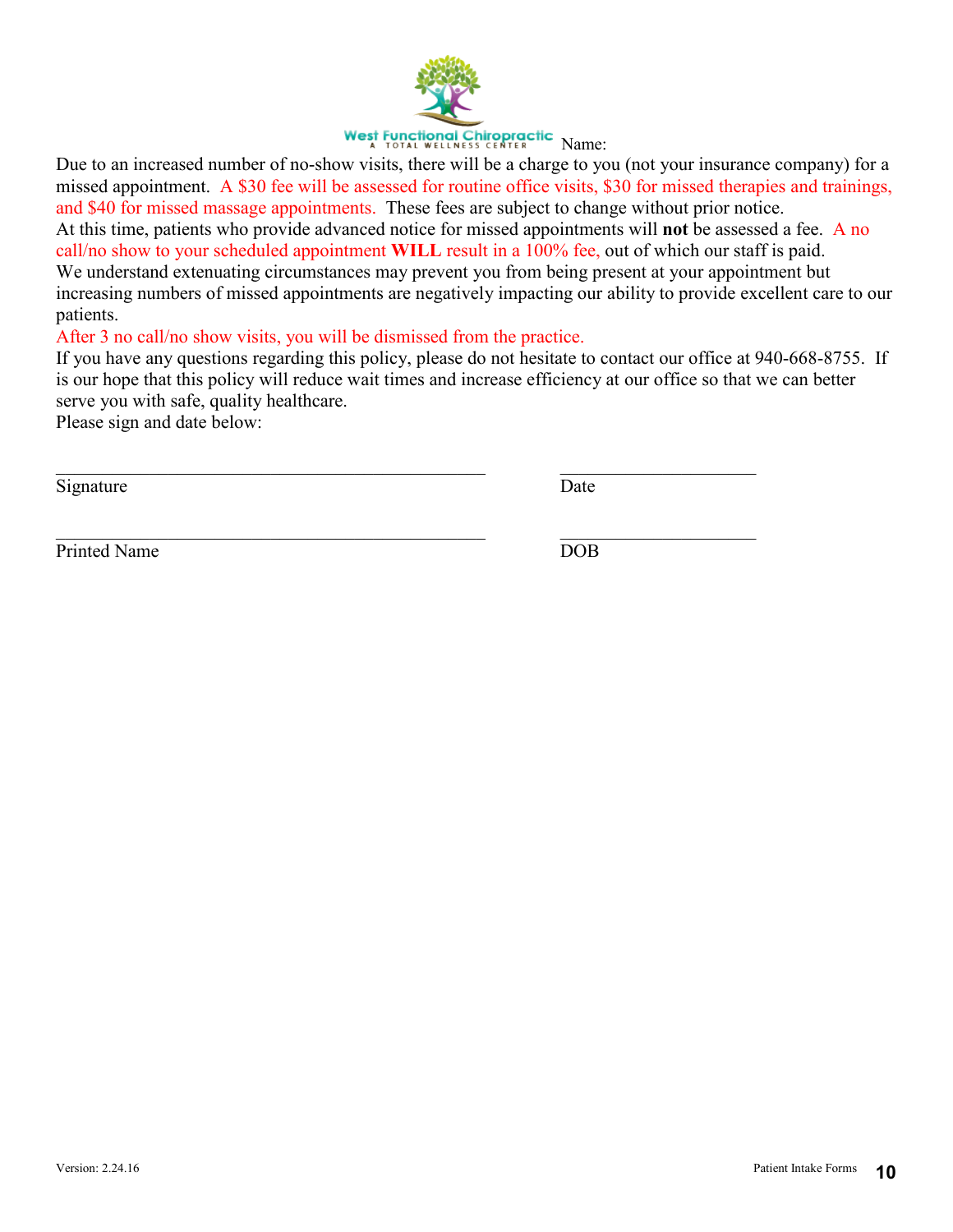West Functional Chiropractic
A TOTAL WELLNESS CENTER

Name:

Due to an increased number of no-show visits, there will be a charge to you (not your insurance company) for a missed appointment. A $30 fee will be assessed for routine office visits, $30 for missed therapies and trainings, and $40 for missed massage appointments. These fees are subject to change without prior notice.

At this time, patients who provide advanced notice for missed appointments will **not** be assessed a fee. A no call/no show to your scheduled appointment **WILL** result in a 100% fee, out of which our staff is paid.

We understand extenuating circumstances may prevent you from being present at your appointment but increasing numbers of missed appointments are negatively impacting our ability to provide excellent care to our patients.

After 3 no call/no show visits, you will be dismissed from the practice.

If you have any questions regarding this policy, please do not hesitate to contact our office at 940-668-8755. If is our hope that this policy will reduce wait times and increase efficiency at our office so that we can better serve you with safe, quality healthcare.

Please sign and date below:

\_\_\_\_\_\_\_\_\_\_\_\_\_\_\_\_\_\_\_\_\_\_\_\_\_\_\_\_\_\_\_\_\_\_\_\_\_\_\_\_\_\_\_\_ \_\_\_\_\_\_\_\_\_\_\_\_\_\_\_\_\_\_\_\_\_\_

Signature Date

\_\_\_\_\_\_\_\_\_\_\_\_\_\_\_\_\_\_\_\_\_\_\_\_\_\_\_\_\_\_\_\_\_\_\_\_\_\_\_\_\_\_\_\_ \_\_\_\_\_\_\_\_\_\_\_\_\_\_\_\_\_\_\_\_\_\_

Printed Name DOB

Version: 2.24.16

Patient Intake Forms